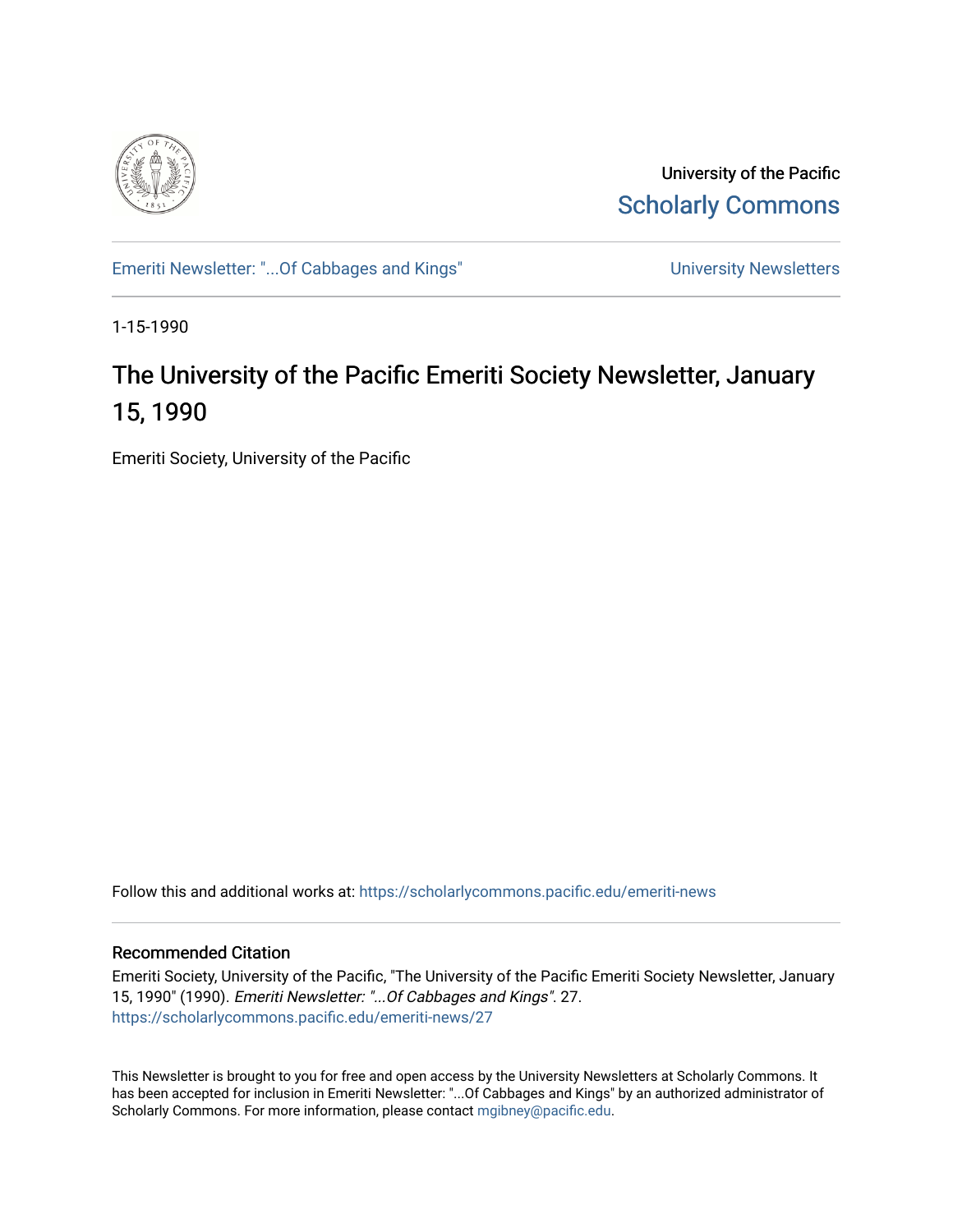University of the Pacific
Scholarly Commons

Emeriti Newsletter: "...Of Cabbages and Kings"

University Newsletters

1-15-1990

# The University of the Pacific Emeriti Society Newsletter, January 15, 1990

Emeriti Society, University of the Pacific

Follow this and additional works at: https://scholarlycommons.pacific.edu/emeriti-news

## Recommended Citation

Emeriti Society, University of the Pacific, "The University of the Pacific Emeriti Society Newsletter, January 15, 1990" (1990). *Emeriti Newsletter: "...Of Cabbages and Kings"*. 27.
https://scholarlycommons.pacific.edu/emeriti-news/27

This Newsletter is brought to you for free and open access by the University Newsletters at Scholarly Commons. It has been accepted for inclusion in Emeriti Newsletter: "...Of Cabbages and Kings" by an authorized administrator of Scholarly Commons. For more information, please contact mgibney@pacific.edu.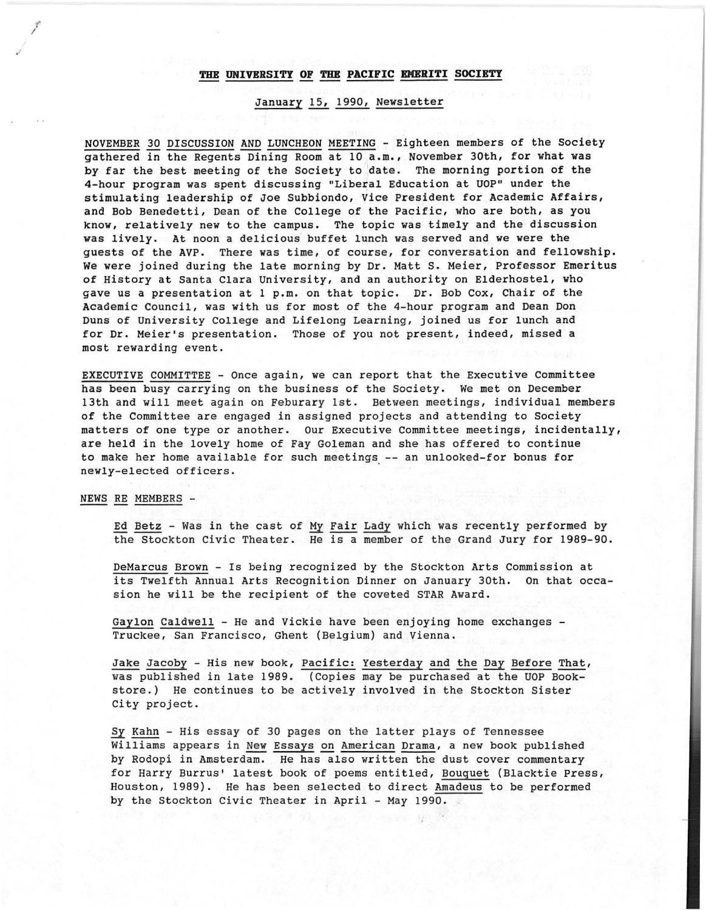# THE UNIVERSITY OF THE PACIFIC EMERITI SOCIETY

## January 15, 1990, Newsletter

NOVEMBER 30 DISCUSSION AND LUNCHEON MEETING - Eighteen members of the Society gathered in the Regents Dining Room at 10 a.m., November 30th, for what was by far the best meeting of the Society to date. The morning portion of the 4-hour program was spent discussing "Liberal Education at UOP" under the stimulating leadership of Joe Subbiondo, Vice President for Academic Affairs, and Bob Benedetti, Dean of the College of the Pacific, who are both, as you know, relatively new to the campus. The topic was timely and the discussion was lively. At noon a delicious buffet lunch was served and we were the guests of the AVP. There was time, of course, for conversation and fellowship. We were joined during the late morning by Dr. Matt S. Meier, Professor Emeritus of History at Santa Clara University, and an authority on Elderhostel, who gave us a presentation at 1 p.m. on that topic. Dr. Bob Cox, Chair of the Academic Council, was with us for most of the 4-hour program and Dean Don Duns of University College and Lifelong Learning, joined us for lunch and for Dr. Meier's presentation. Those of you not present, indeed, missed a most rewarding event.

EXECUTIVE COMMITTEE - Once again, we can report that the Executive Committee has been busy carrying on the business of the Society. We met on December 13th and will meet again on Feburary 1st. Between meetings, individual members of the Committee are engaged in assigned projects and attending to Society matters of one type or another. Our Executive Committee meetings, incidentally, are held in the lovely home of Fay Goleman and she has offered to continue to make her home available for such meetings -- an unlooked-for bonus for newly-elected officers.

NEWS RE MEMBERS -

Ed Betz - Was in the cast of My Fair Lady which was recently performed by the Stockton Civic Theater. He is a member of the Grand Jury for 1989-90.

DeMarcus Brown - Is being recognized by the Stockton Arts Commission at its Twelfth Annual Arts Recognition Dinner on January 30th. On that occasion he will be the recipient of the coveted STAR Award.

Gaylon Caldwell - He and Vickie have been enjoying home exchanges - Truckee, San Francisco, Ghent (Belgium) and Vienna.

Jake Jacoby - His new book, Pacific: Yesterday and the Day Before That, was published in late 1989. (Copies may be purchased at the UOP Bookstore.) He continues to be actively involved in the Stockton Sister City project.

Sy Kahn - His essay of 30 pages on the latter plays of Tennessee Williams appears in New Essays on American Drama, a new book published by Rodopi in Amsterdam. He has also written the dust cover commentary for Harry Burrus' latest book of poems entitled, Bouquet (Blacktie Press, Houston, 1989). He has been selected to direct Amadeus to be performed by the Stockton Civic Theater in April - May 1990.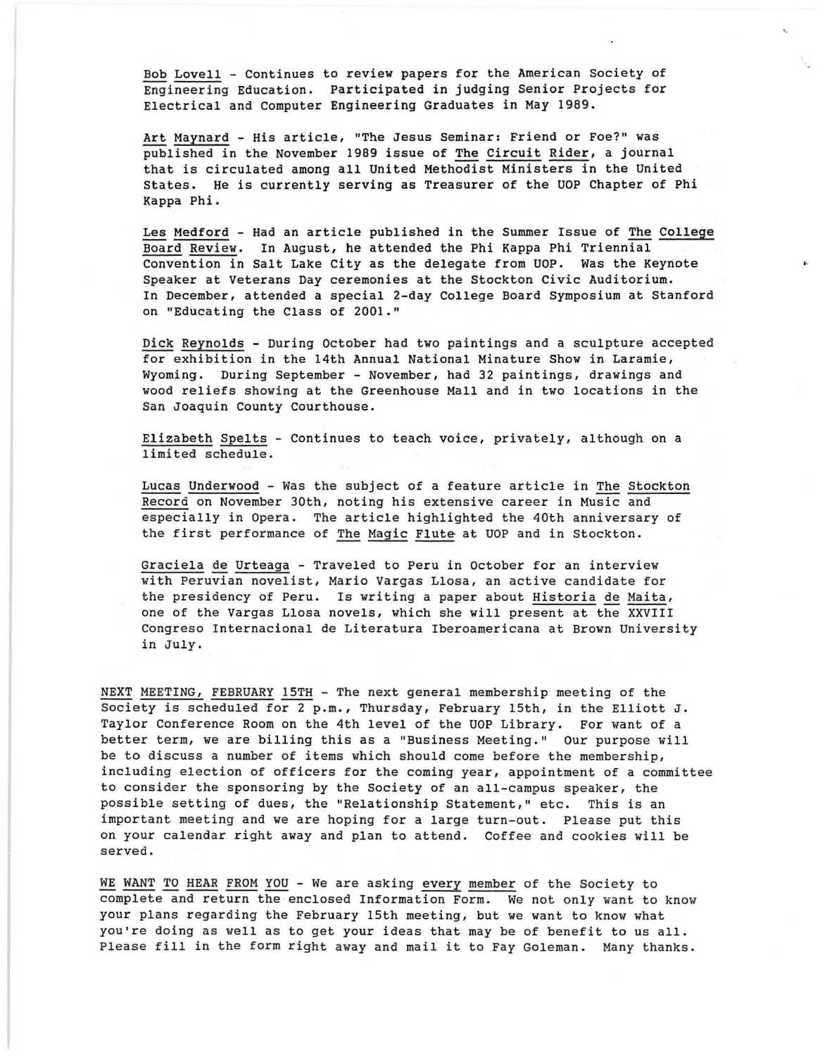Bob Lovell - Continues to review papers for the American Society of Engineering Education. Participated in judging Senior Projects for Electrical and Computer Engineering Graduates in May 1989.

Art Maynard - His article, "The Jesus Seminar: Friend or Foe?" was published in the November 1989 issue of The Circuit Rider, a journal that is circulated among all United Methodist Ministers in the United States. He is currently serving as Treasurer of the UOP Chapter of Phi Kappa Phi.

Les Medford - Had an article published in the Summer Issue of The College Board Review. In August, he attended the Phi Kappa Phi Triennial Convention in Salt Lake City as the delegate from UOP. Was the Keynote Speaker at Veterans Day ceremonies at the Stockton Civic Auditorium. In December, attended a special 2-day College Board Symposium at Stanford on "Educating the Class of 2001."

Dick Reynolds - During October had two paintings and a sculpture accepted for exhibition in the 14th Annual National Minature Show in Laramie, Wyoming. During September - November, had 32 paintings, drawings and wood reliefs showing at the Greenhouse Mall and in two locations in the San Joaquin County Courthouse.

Elizabeth Spelts - Continues to teach voice, privately, although on a limited schedule.

Lucas Underwood - Was the subject of a feature article in The Stockton Record on November 30th, noting his extensive career in Music and especially in Opera. The article highlighted the 40th anniversary of the first performance of The Magic Flute at UOP and in Stockton.

Graciela de Urteaga - Traveled to Peru in October for an interview with Peruvian novelist, Mario Vargas Llosa, an active candidate for the presidency of Peru. Is writing a paper about Historia de Maita, one of the Vargas Llosa novels, which she will present at the XXVIII Congreso Internacional de Literatura Iberoamericana at Brown University in July.

NEXT MEETING, FEBRUARY 15TH - The next general membership meeting of the Society is scheduled for 2 p.m., Thursday, February 15th, in the Elliott J. Taylor Conference Room on the 4th level of the UOP Library. For want of a better term, we are billing this as a "Business Meeting." Our purpose will be to discuss a number of items which should come before the membership, including election of officers for the coming year, appointment of a committee to consider the sponsoring by the Society of an all-campus speaker, the possible setting of dues, the "Relationship Statement," etc. This is an important meeting and we are hoping for a large turn-out. Please put this on your calendar right away and plan to attend. Coffee and cookies will be served.

WE WANT TO HEAR FROM YOU - We are asking every member of the Society to complete and return the enclosed Information Form. We not only want to know your plans regarding the February 15th meeting, but we want to know what you're doing as well as to get your ideas that may be of benefit to us all. Please fill in the form right away and mail it to Fay Goleman. Many thanks.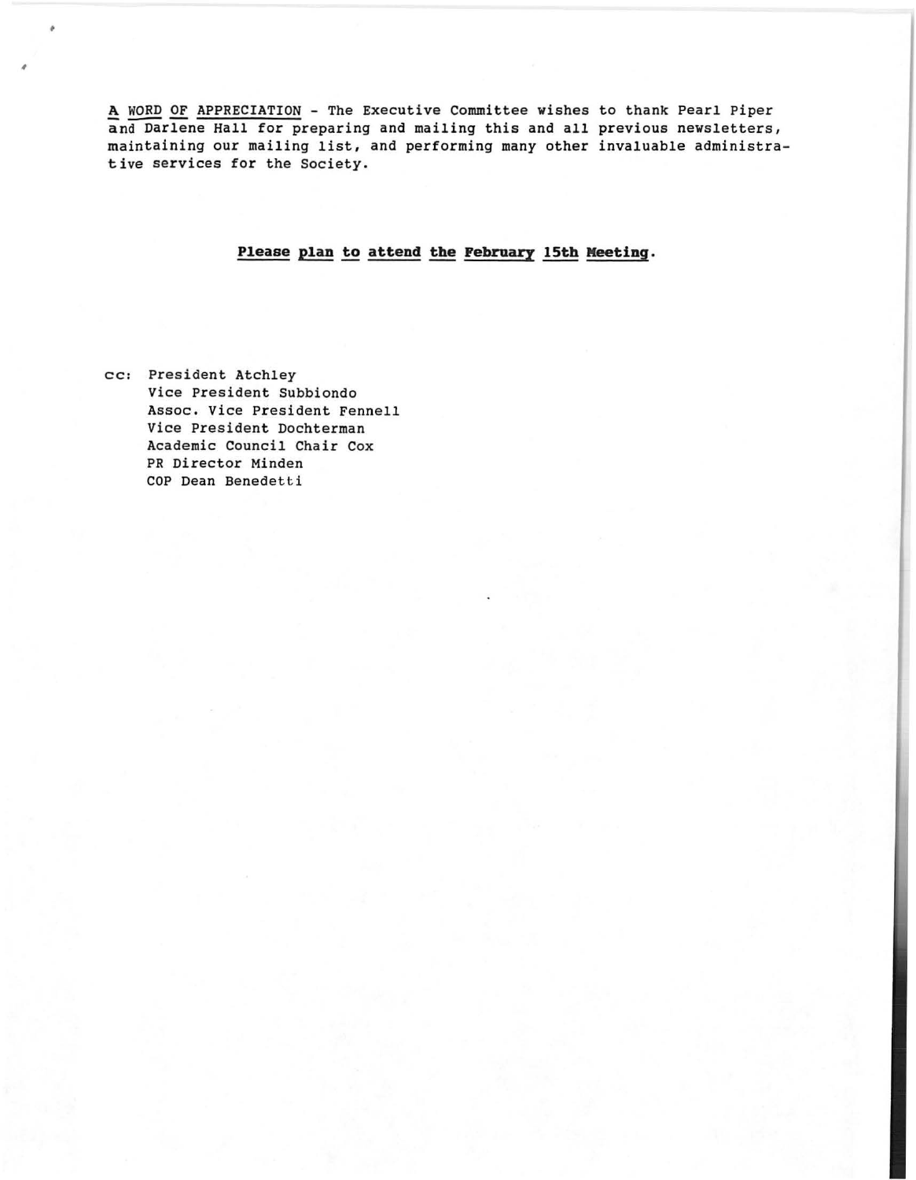A WORD OF APPRECIATION - The Executive Committee wishes to thank Pearl Piper and Darlene Hall for preparing and mailing this and all previous newsletters, maintaining our mailing list, and performing many other invaluable administrative services for the Society.

**Please plan to attend the February 15th Meeting.**

cc: President Atchley
Vice President Subbiondo
Assoc. Vice President Fennell
Vice President Dochterman
Academic Council Chair Cox
PR Director Minden
COP Dean Benedetti